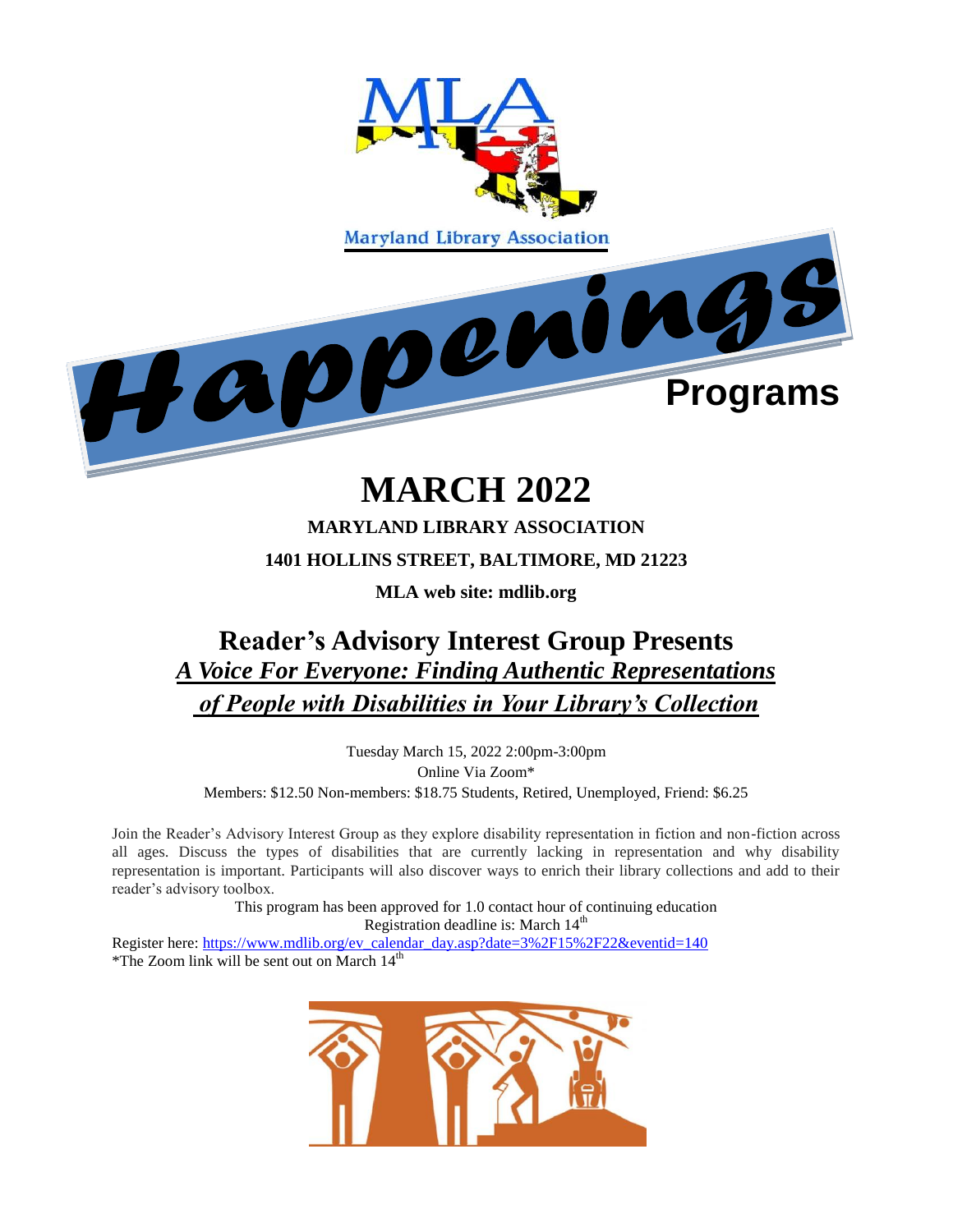MLA

Maryland Library Association

# Happenings

**Programs**

# MARCH 2022

**MARYLAND LIBRARY ASSOCIATION**

**1401 HOLLINS STREET, BALTIMORE, MD 21223**

**MLA web site: mdlib.org**

## Reader's Advisory Interest Group Presents

## ***A Voice For Everyone: Finding Authentic Representations of People with Disabilities in Your Library's Collection***

Tuesday March 15, 2022 2:00pm-3:00pm
Online Via Zoom*
Members: $12.50 Non-members: $18.75 Students, Retired, Unemployed, Friend: $6.25

Join the Reader's Advisory Interest Group as they explore disability representation in fiction and non-fiction across all ages. Discuss the types of disabilities that are currently lacking in representation and why disability representation is important. Participants will also discover ways to enrich their library collections and add to their reader's advisory toolbox.

This program has been approved for 1.0 contact hour of continuing education
Registration deadline is: March 14th

Register here: https://www.mdlib.org/ev_calendar_day.asp?date=3%2F15%2F22&eventid=140
*The Zoom link will be sent out on March 14th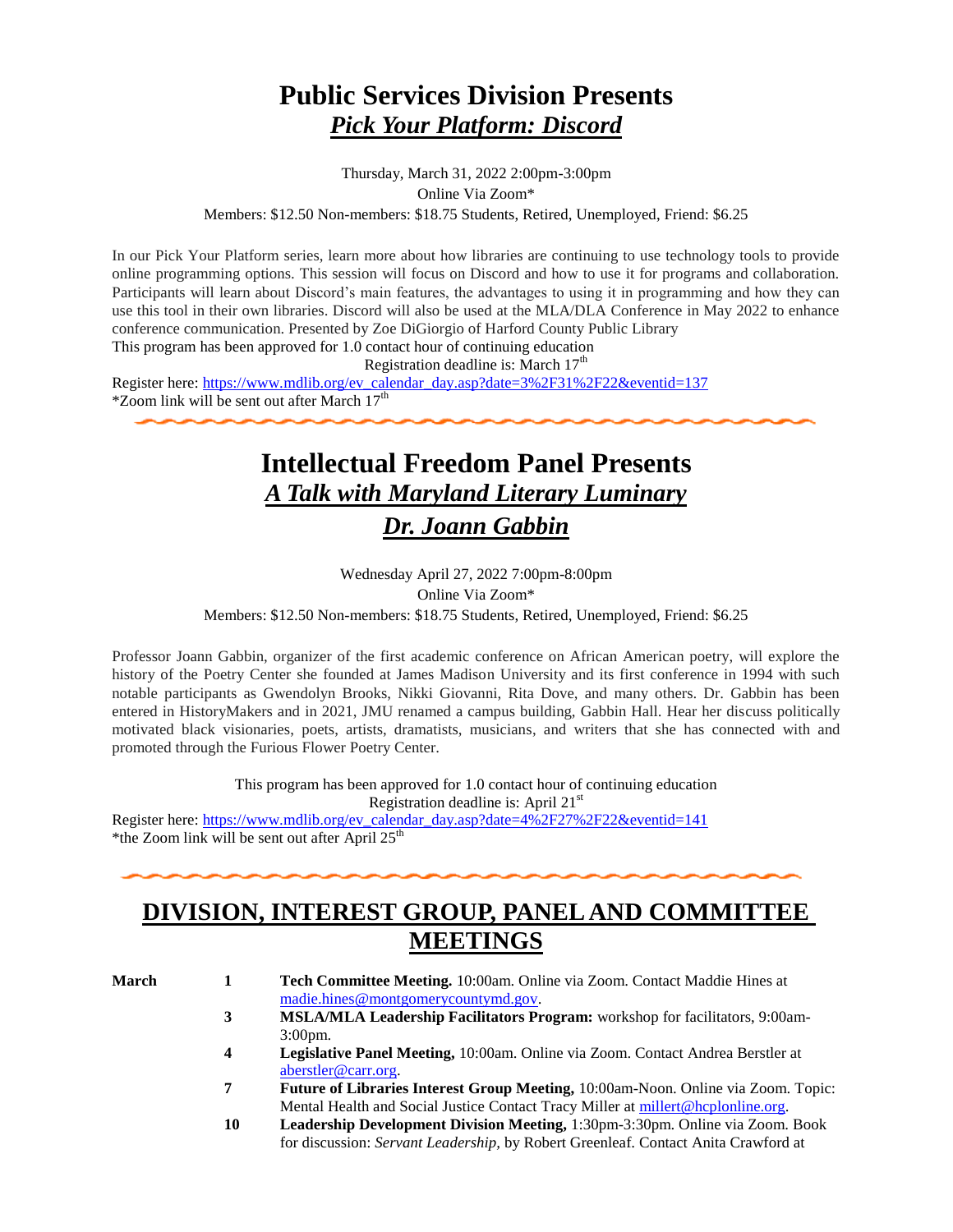# Public Services Division Presents
## ***Pick Your Platform: Discord***

Thursday, March 31, 2022 2:00pm-3:00pm
Online Via Zoom*
Members: $12.50 Non-members: $18.75 Students, Retired, Unemployed, Friend: $6.25

In our Pick Your Platform series, learn more about how libraries are continuing to use technology tools to provide online programming options. This session will focus on Discord and how to use it for programs and collaboration. Participants will learn about Discord's main features, the advantages to using it in programming and how they can use this tool in their own libraries. Discord will also be used at the MLA/DLA Conference in May 2022 to enhance conference communication. Presented by Zoe DiGiorgio of Harford County Public Library
This program has been approved for 1.0 contact hour of continuing education

Registration deadline is: March 17th

Register here: https://www.mdlib.org/ev_calendar_day.asp?date=3%2F31%2F22&eventid=137
*Zoom link will be sent out after March 17th

# Intellectual Freedom Panel Presents
## ***A Talk with Maryland Literary Luminary***
## ***Dr. Joann Gabbin***

Wednesday April 27, 2022 7:00pm-8:00pm
Online Via Zoom*
Members: $12.50 Non-members: $18.75 Students, Retired, Unemployed, Friend: $6.25

Professor Joann Gabbin, organizer of the first academic conference on African American poetry, will explore the history of the Poetry Center she founded at James Madison University and its first conference in 1994 with such notable participants as Gwendolyn Brooks, Nikki Giovanni, Rita Dove, and many others. Dr. Gabbin has been entered in HistoryMakers and in 2021, JMU renamed a campus building, Gabbin Hall. Hear her discuss politically motivated black visionaries, poets, artists, dramatists, musicians, and writers that she has connected with and promoted through the Furious Flower Poetry Center.

This program has been approved for 1.0 contact hour of continuing education
Registration deadline is: April 21st

Register here: https://www.mdlib.org/ev_calendar_day.asp?date=4%2F27%2F22&eventid=141
*the Zoom link will be sent out after April 25th

# DIVISION, INTEREST GROUP, PANEL AND COMMITTEE MEETINGS

**March**

**1** **Tech Committee Meeting.** 10:00am. Online via Zoom. Contact Maddie Hines at madie.hines@montgomerycountymd.gov.

**3** **MSLA/MLA Leadership Facilitators Program:** workshop for facilitators, 9:00am-3:00pm.

**4** **Legislative Panel Meeting,** 10:00am. Online via Zoom. Contact Andrea Berstler at aberstler@carr.org.

**7** **Future of Libraries Interest Group Meeting,** 10:00am-Noon. Online via Zoom. Topic: Mental Health and Social Justice Contact Tracy Miller at millert@hcplonline.org.

**10** **Leadership Development Division Meeting,** 1:30pm-3:30pm. Online via Zoom. Book for discussion: *Servant Leadership,* by Robert Greenleaf. Contact Anita Crawford at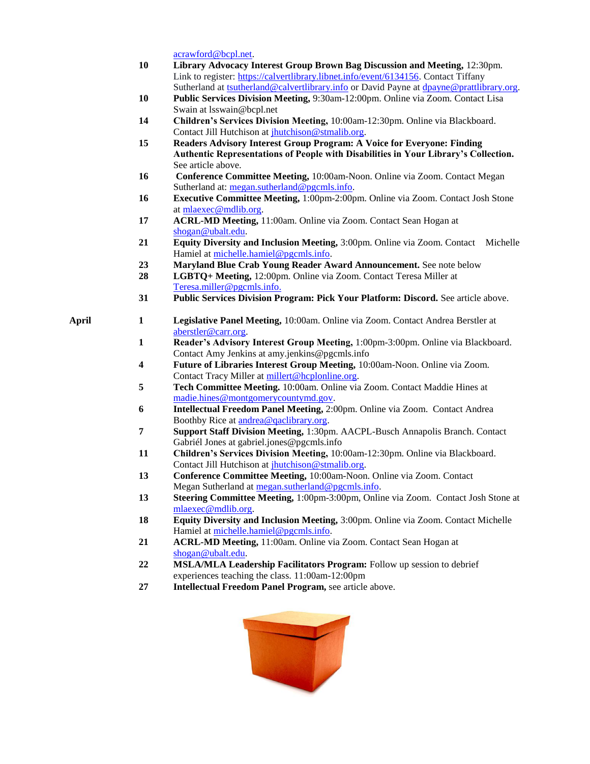acrawford@bcpl.net.

| | | |
|---|---|---|
| | 10 | **Library Advocacy Interest Group Brown Bag Discussion and Meeting,** 12:30pm. Link to register: https://calvertlibrary.libnet.info/event/6134156. Contact Tiffany Sutherland at tsutherland@calvertlibrary.info or David Payne at dpayne@prattlibrary.org. |
| | 10 | **Public Services Division Meeting,** 9:30am-12:00pm. Online via Zoom. Contact Lisa Swain at lsswain@bcpl.net |
| | 14 | **Children's Services Division Meeting,** 10:00am-12:30pm. Online via Blackboard. Contact Jill Hutchison at jhutchison@stmalib.org. |
| | 15 | **Readers Advisory Interest Group Program: A Voice for Everyone: Finding Authentic Representations of People with Disabilities in Your Library's Collection.** See article above. |
| | 16 | **Conference Committee Meeting,** 10:00am-Noon. Online via Zoom. Contact Megan Sutherland at: megan.sutherland@pgcmls.info. |
| | 16 | **Executive Committee Meeting,** 1:00pm-2:00pm. Online via Zoom. Contact Josh Stone at mlaexec@mdlib.org. |
| | 17 | **ACRL-MD Meeting,** 11:00am. Online via Zoom. Contact Sean Hogan at shogan@ubalt.edu. |
| | 21 | **Equity Diversity and Inclusion Meeting,** 3:00pm. Online via Zoom. Contact Michelle Hamiel at michelle.hamiel@pgcmls.info. |
| | 23 | **Maryland Blue Crab Young Reader Award Announcement.** See note below |
| | 28 | **LGBTQ+ Meeting,** 12:00pm. Online via Zoom. Contact Teresa Miller at Teresa.miller@pgcmls.info. |
| | 31 | **Public Services Division Program: Pick Your Platform: Discord.** See article above. |
| **April** | 1 | **Legislative Panel Meeting,** 10:00am. Online via Zoom. Contact Andrea Berstler at aberstler@carr.org. |
| | 1 | **Reader's Advisory Interest Group Meeting,** 1:00pm-3:00pm. Online via Blackboard. Contact Amy Jenkins at amy.jenkins@pgcmls.info |
| | 4 | **Future of Libraries Interest Group Meeting,** 10:00am-Noon. Online via Zoom. Contact Tracy Miller at millert@hcplonline.org. |
| | 5 | **Tech Committee Meeting.** 10:00am. Online via Zoom. Contact Maddie Hines at madie.hines@montgomerycountymd.gov. |
| | 6 | **Intellectual Freedom Panel Meeting,** 2:00pm. Online via Zoom. Contact Andrea Boothby Rice at andrea@qaclibrary.org. |
| | 7 | **Support Staff Division Meeting,** 1:30pm. AACPL-Busch Annapolis Branch. Contact Gabriél Jones at gabriel.jones@pgcmls.info |
| | 11 | **Children's Services Division Meeting,** 10:00am-12:30pm. Online via Blackboard. Contact Jill Hutchison at jhutchison@stmalib.org. |
| | 13 | **Conference Committee Meeting,** 10:00am-Noon. Online via Zoom. Contact Megan Sutherland at megan.sutherland@pgcmls.info. |
| | 13 | **Steering Committee Meeting,** 1:00pm-3:00pm, Online via Zoom. Contact Josh Stone at mlaexec@mdlib.org. |
| | 18 | **Equity Diversity and Inclusion Meeting,** 3:00pm. Online via Zoom. Contact Michelle Hamiel at michelle.hamiel@pgcmls.info. |
| | 21 | **ACRL-MD Meeting,** 11:00am. Online via Zoom. Contact Sean Hogan at shogan@ubalt.edu. |
| | 22 | **MSLA/MLA Leadership Facilitators Program:** Follow up session to debrief experiences teaching the class. 11:00am-12:00pm |
| | 27 | **Intellectual Freedom Panel Program,** see article above. |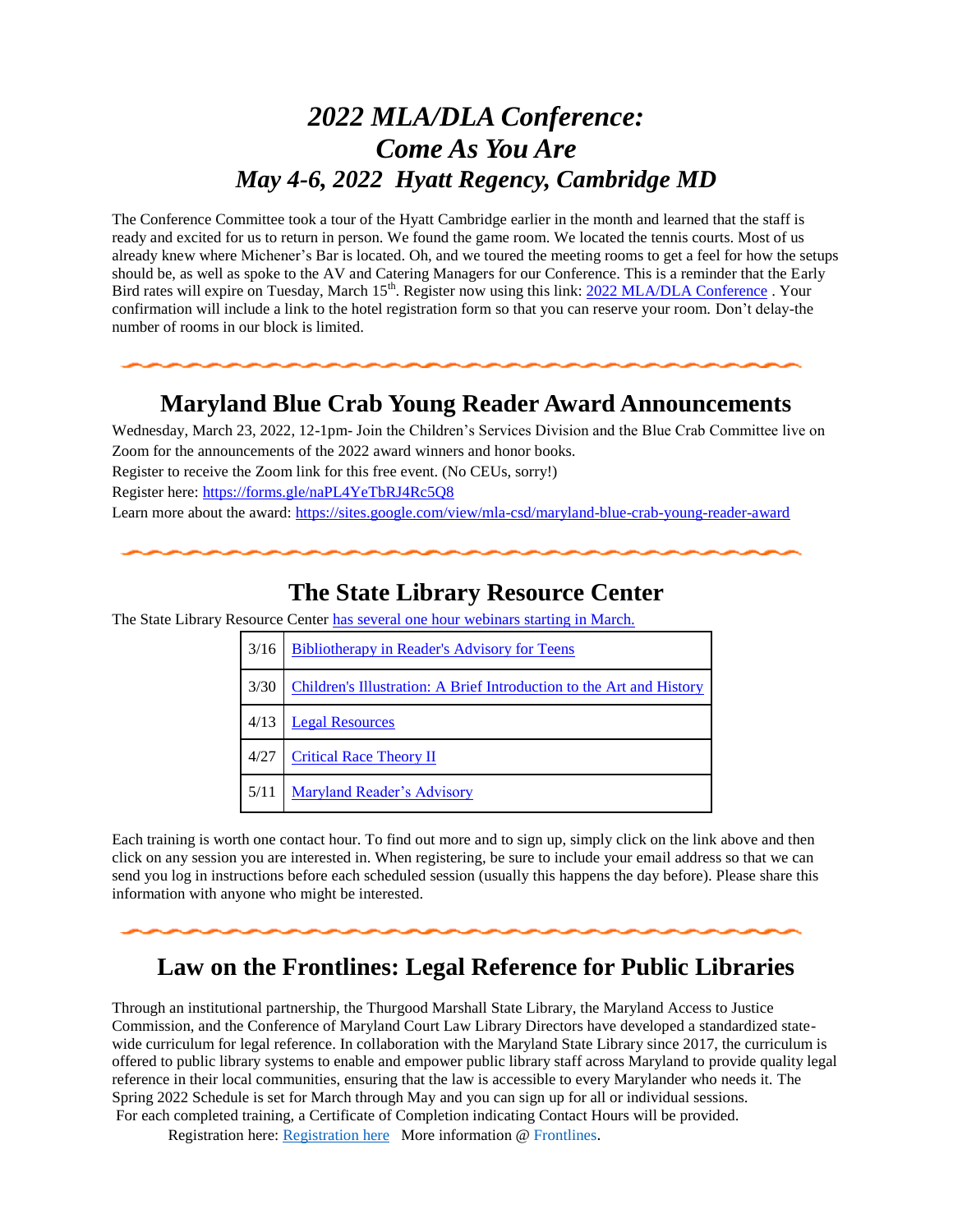# *2022 MLA/DLA Conference: Come As You Are*

## *May 4-6, 2022 Hyatt Regency, Cambridge MD*

The Conference Committee took a tour of the Hyatt Cambridge earlier in the month and learned that the staff is ready and excited for us to return in person. We found the game room. We located the tennis courts. Most of us already knew where Michener's Bar is located. Oh, and we toured the meeting rooms to get a feel for how the setups should be, as well as spoke to the AV and Catering Managers for our Conference. This is a reminder that the Early Bird rates will expire on Tuesday, March 15th. Register now using this link: 2022 MLA/DLA Conference . Your confirmation will include a link to the hotel registration form so that you can reserve your room. Don't delay-the number of rooms in our block is limited.

## Maryland Blue Crab Young Reader Award Announcements

Wednesday, March 23, 2022, 12-1pm- Join the Children's Services Division and the Blue Crab Committee live on Zoom for the announcements of the 2022 award winners and honor books.

Register to receive the Zoom link for this free event. (No CEUs, sorry!)

Register here: https://forms.gle/naPL4YeTbRJ4Rc5Q8

Learn more about the award: https://sites.google.com/view/mla-csd/maryland-blue-crab-young-reader-award

## The State Library Resource Center

The State Library Resource Center has several one hour webinars starting in March.

| Date | Webinar |
|---|---|
| 3/16 | Bibliotherapy in Reader's Advisory for Teens |
| 3/30 | Children's Illustration: A Brief Introduction to the Art and History |
| 4/13 | Legal Resources |
| 4/27 | Critical Race Theory II |
| 5/11 | Maryland Reader's Advisory |

Each training is worth one contact hour. To find out more and to sign up, simply click on the link above and then click on any session you are interested in. When registering, be sure to include your email address so that we can send you log in instructions before each scheduled session (usually this happens the day before). Please share this information with anyone who might be interested.

## Law on the Frontlines: Legal Reference for Public Libraries

Through an institutional partnership, the Thurgood Marshall State Library, the Maryland Access to Justice Commission, and the Conference of Maryland Court Law Library Directors have developed a standardized state-wide curriculum for legal reference. In collaboration with the Maryland State Library since 2017, the curriculum is offered to public library systems to enable and empower public library staff across Maryland to provide quality legal reference in their local communities, ensuring that the law is accessible to every Marylander who needs it. The Spring 2022 Schedule is set for March through May and you can sign up for all or individual sessions.

For each completed training, a Certificate of Completion indicating Contact Hours will be provided.

Registration here: Registration here More information @ Frontlines.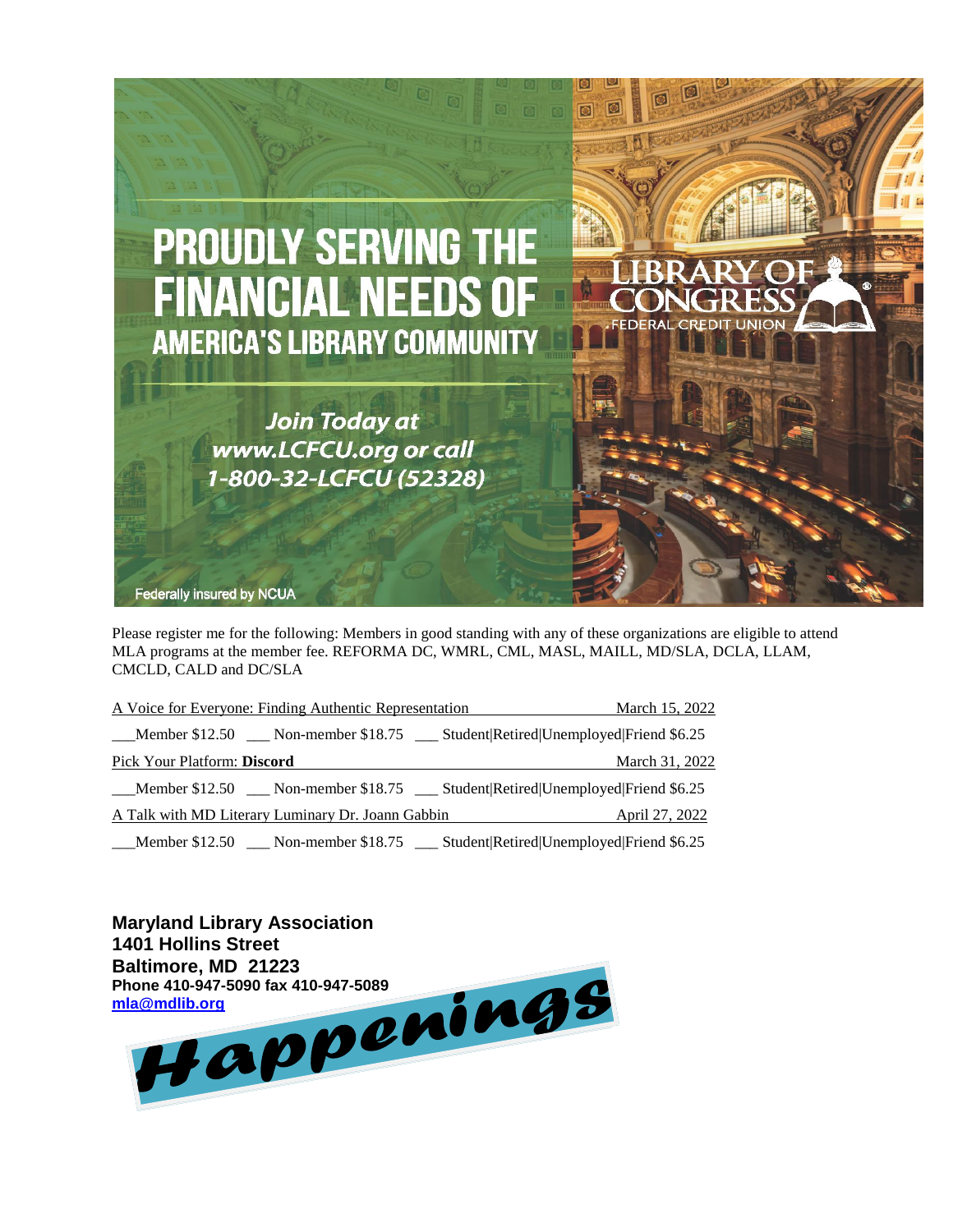PROUDLY SERVING THE FINANCIAL NEEDS OF AMERICA'S LIBRARY COMMUNITY

LIBRARY OF CONGRESS FEDERAL CREDIT UNION

*Join Today at www.LCFCU.org or call 1-800-32-LCFCU (52328)*

Federally insured by NCUA

Please register me for the following: Members in good standing with any of these organizations are eligible to attend MLA programs at the member fee. REFORMA DC, WMRL, CML, MASL, MAILL, MD/SLA, DCLA, LLAM, CMCLD, CALD and DC/SLA

A Voice for Everyone: Finding Authentic Representation — March 15, 2022

___Member $12.50 ___ Non-member $18.75 ___ Student|Retired|Unemployed|Friend $6.25

Pick Your Platform: **Discord** — March 31, 2022

___Member $12.50 ___ Non-member $18.75 ___ Student|Retired|Unemployed|Friend $6.25

A Talk with MD Literary Luminary Dr. Joann Gabbin — April 27, 2022

___Member $12.50 ___ Non-member $18.75 ___ Student|Retired|Unemployed|Friend $6.25

**Maryland Library Association**
**1401 Hollins Street**
**Baltimore, MD 21223**
**Phone 410-947-5090 fax 410-947-5089**
**mla@mdlib.org**

*Happenings*